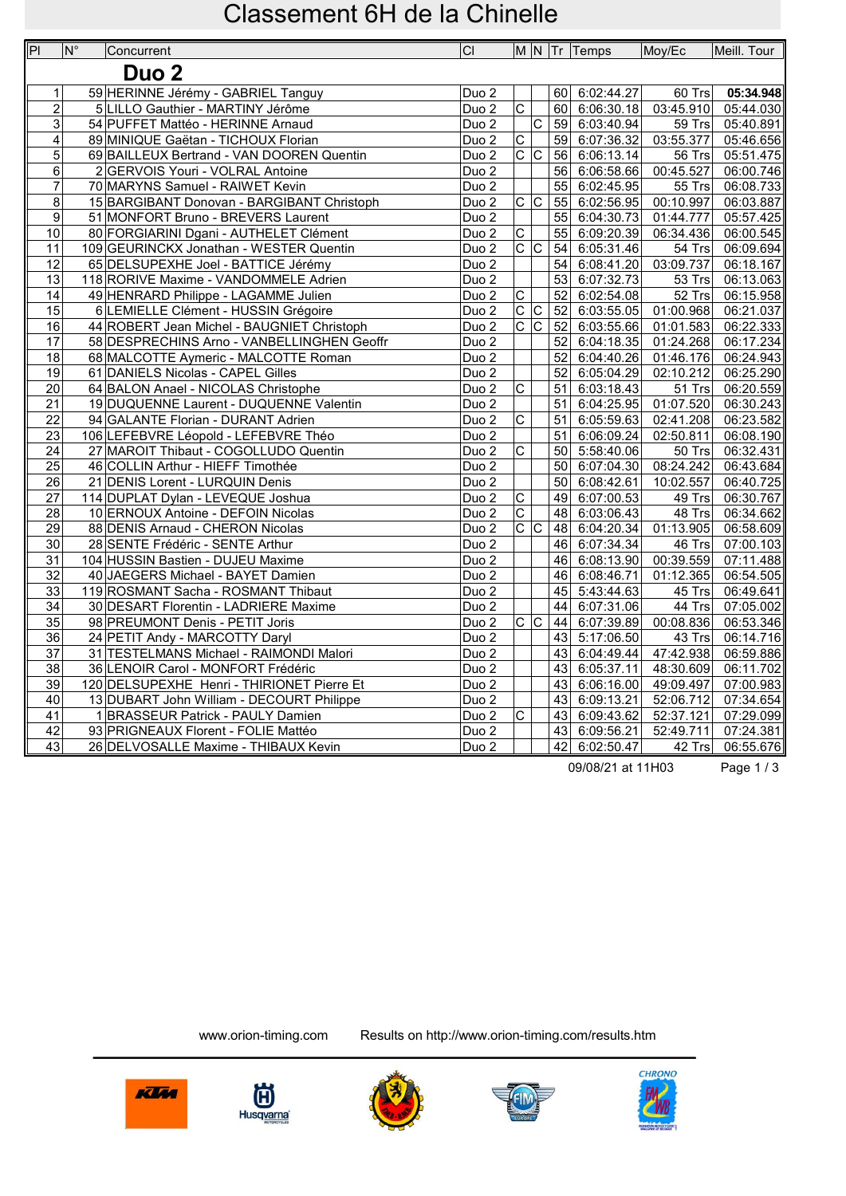# Classement 6H de la Chinelle

## Duo 2

| Pl | N° | Concurrent | Cl | M | N | Tr | Temps | Moy/Ec | Meill. Tour |
|---|---|---|---|---|---|---|---|---|---|
| 1 | 59 | HERINNE Jérémy - GABRIEL Tanguy | Duo 2 | | | 60 | 6:02:44.27 | 60 Trs | **05:34.948** |
| 2 | 5 | LILLO Gauthier - MARTINY Jérôme | Duo 2 | C | | 60 | 6:06:30.18 | 03:45.910 | 05:44.030 |
| 3 | 54 | PUFFET Mattéo - HERINNE Arnaud | Duo 2 | | C | 59 | 6:03:40.94 | 59 Trs | 05:40.891 |
| 4 | 89 | MINIQUE Gaëtan - TICHOUX Florian | Duo 2 | C | | 59 | 6:07:36.32 | 03:55.377 | 05:46.656 |
| 5 | 69 | BAILLEUX Bertrand - VAN DOOREN Quentin | Duo 2 | C | C | 56 | 6:06:13.14 | 56 Trs | 05:51.475 |
| 6 | 2 | GERVOIS Youri - VOLRAL Antoine | Duo 2 | | | 56 | 6:06:58.66 | 00:45.527 | 06:00.746 |
| 7 | 70 | MARYNS Samuel - RAIWET Kevin | Duo 2 | | | 55 | 6:02:45.95 | 55 Trs | 06:08.733 |
| 8 | 15 | BARGIBANT Donovan - BARGIBANT Christoph | Duo 2 | C | C | 55 | 6:02:56.95 | 00:10.997 | 06:03.887 |
| 9 | 51 | MONFORT Bruno - BREVERS Laurent | Duo 2 | | | 55 | 6:04:30.73 | 01:44.777 | 05:57.425 |
| 10 | 80 | FORGIARINI Dgani - AUTHELET Clément | Duo 2 | C | | 55 | 6:09:20.39 | 06:34.436 | 06:00.545 |
| 11 | 109 | GEURINCKX Jonathan - WESTER Quentin | Duo 2 | C | C | 54 | 6:05:31.46 | 54 Trs | 06:09.694 |
| 12 | 65 | DELSUPEXHE Joel - BATTICE Jérémy | Duo 2 | | | 54 | 6:08:41.20 | 03:09.737 | 06:18.167 |
| 13 | 118 | RORIVE Maxime - VANDOMMELE Adrien | Duo 2 | | | 53 | 6:07:32.73 | 53 Trs | 06:13.063 |
| 14 | 49 | HENRARD Philippe - LAGAMME Julien | Duo 2 | C | | 52 | 6:02:54.08 | 52 Trs | 06:15.958 |
| 15 | 6 | LEMIELLE Clément - HUSSIN Grégoire | Duo 2 | C | C | 52 | 6:03:55.05 | 01:00.968 | 06:21.037 |
| 16 | 44 | ROBERT Jean Michel - BAUGNIET Christoph | Duo 2 | C | C | 52 | 6:03:55.66 | 01:01.583 | 06:22.333 |
| 17 | 58 | DESPRECHINS Arno - VANBELLINGHEN Geoffr | Duo 2 | | | 52 | 6:04:18.35 | 01:24.268 | 06:17.234 |
| 18 | 68 | MALCOTTE Aymeric - MALCOTTE Roman | Duo 2 | | | 52 | 6:04:40.26 | 01:46.176 | 06:24.943 |
| 19 | 61 | DANIELS Nicolas - CAPEL Gilles | Duo 2 | | | 52 | 6:05:04.29 | 02:10.212 | 06:25.290 |
| 20 | 64 | BALON Anael - NICOLAS Christophe | Duo 2 | C | | 51 | 6:03:18.43 | 51 Trs | 06:20.559 |
| 21 | 19 | DUQUENNE Laurent - DUQUENNE Valentin | Duo 2 | | | 51 | 6:04:25.95 | 01:07.520 | 06:30.243 |
| 22 | 94 | GALANTE Florian - DURANT Adrien | Duo 2 | C | | 51 | 6:05:59.63 | 02:41.208 | 06:23.582 |
| 23 | 106 | LEFEBVRE Léopold - LEFEBVRE Théo | Duo 2 | | | 51 | 6:06:09.24 | 02:50.811 | 06:08.190 |
| 24 | 27 | MAROIT Thibaut - COGOLLUDO Quentin | Duo 2 | C | | 50 | 5:58:40.06 | 50 Trs | 06:32.431 |
| 25 | 46 | COLLIN Arthur - HIEFF Timothée | Duo 2 | | | 50 | 6:07:04.30 | 08:24.242 | 06:43.684 |
| 26 | 21 | DENIS Lorent - LURQUIN Denis | Duo 2 | | | 50 | 6:08:42.61 | 10:02.557 | 06:40.725 |
| 27 | 114 | DUPLAT Dylan - LEVEQUE Joshua | Duo 2 | C | | 49 | 6:07:00.53 | 49 Trs | 06:30.767 |
| 28 | 10 | ERNOUX Antoine - DEFOIN Nicolas | Duo 2 | C | | 48 | 6:03:06.43 | 48 Trs | 06:34.662 |
| 29 | 88 | DENIS Arnaud - CHERON Nicolas | Duo 2 | C | C | 48 | 6:04:20.34 | 01:13.905 | 06:58.609 |
| 30 | 28 | SENTE Frédéric - SENTE Arthur | Duo 2 | | | 46 | 6:07:34.34 | 46 Trs | 07:00.103 |
| 31 | 104 | HUSSIN Bastien - DUJEU Maxime | Duo 2 | | | 46 | 6:08:13.90 | 00:39.559 | 07:11.488 |
| 32 | 40 | JAEGERS Michael - BAYET Damien | Duo 2 | | | 46 | 6:08:46.71 | 01:12.365 | 06:54.505 |
| 33 | 119 | ROSMANT Sacha - ROSMANT Thibaut | Duo 2 | | | 45 | 5:43:44.63 | 45 Trs | 06:49.641 |
| 34 | 30 | DESART Florentin - LADRIERE Maxime | Duo 2 | | | 44 | 6:07:31.06 | 44 Trs | 07:05.002 |
| 35 | 98 | PREUMONT Denis - PETIT Joris | Duo 2 | C | C | 44 | 6:07:39.89 | 00:08.836 | 06:53.346 |
| 36 | 24 | PETIT Andy - MARCOTTY Daryl | Duo 2 | | | 43 | 5:17:06.50 | 43 Trs | 06:14.716 |
| 37 | 31 | TESTELMANS Michael - RAIMONDI Malori | Duo 2 | | | 43 | 6:04:49.44 | 47:42.938 | 06:59.886 |
| 38 | 36 | LENOIR Carol - MONFORT Frédéric | Duo 2 | | | 43 | 6:05:37.11 | 48:30.609 | 06:11.702 |
| 39 | 120 | DELSUPEXHE Henri - THIRIONET Pierre Et | Duo 2 | | | 43 | 6:06:16.00 | 49:09.497 | 07:00.983 |
| 40 | 13 | DUBART John William - DECOURT Philippe | Duo 2 | | | 43 | 6:09:13.21 | 52:06.712 | 07:34.654 |
| 41 | 1 | BRASSEUR Patrick - PAULY Damien | Duo 2 | C | | 43 | 6:09:43.62 | 52:37.121 | 07:29.099 |
| 42 | 93 | PRIGNEAUX Florent - FOLIE Mattéo | Duo 2 | | | 43 | 6:09:56.21 | 52:49.711 | 07:24.381 |
| 43 | 26 | DELVOSALLE Maxime - THIBAUX Kevin | Duo 2 | | | 42 | 6:02:50.47 | 42 Trs | 06:55.676 |

09/08/21 at 11H03

www.orion-timing.com Results on http://www.orion-timing.com/results.htm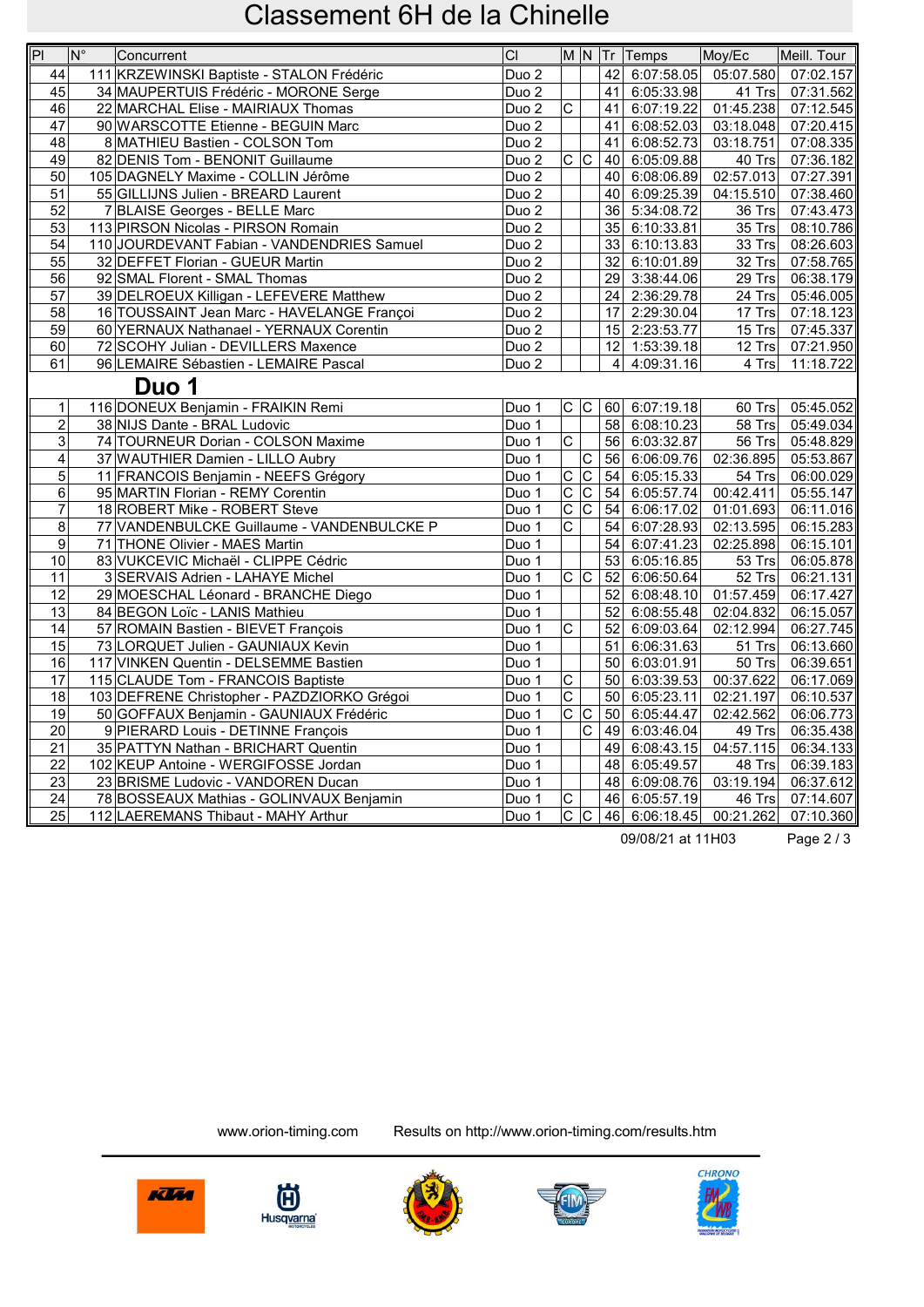# Classement 6H de la Chinelle

| Pl | N° | Concurrent | Cl | M | N | Tr | Temps | Moy/Ec | Meill. Tour |
|---|---|---|---|---|---|---|---|---|---|
| 44 | 111 | KRZEWINSKI Baptiste - STALON Frédéric | Duo 2 | | | 42 | 6:07:58.05 | 05:07.580 | 07:02.157 |
| 45 | 34 | MAUPERTUIS Frédéric - MORONE Serge | Duo 2 | | | 41 | 6:05:33.98 | 41 Trs | 07:31.562 |
| 46 | 22 | MARCHAL Elise - MAIRIAUX Thomas | Duo 2 | C | | 41 | 6:07:19.22 | 01:45.238 | 07:12.545 |
| 47 | 90 | WARSCOTTE Etienne - BEGUIN Marc | Duo 2 | | | 41 | 6:08:52.03 | 03:18.048 | 07:20.415 |
| 48 | 8 | MATHIEU Bastien - COLSON Tom | Duo 2 | | | 41 | 6:08:52.73 | 03:18.751 | 07:08.335 |
| 49 | 82 | DENIS Tom - BENONIT Guillaume | Duo 2 | C | C | 40 | 6:05:09.88 | 40 Trs | 07:36.182 |
| 50 | 105 | DAGNELY Maxime - COLLIN Jérôme | Duo 2 | | | 40 | 6:08:06.89 | 02:57.013 | 07:27.391 |
| 51 | 55 | GILLIJNS Julien - BREARD Laurent | Duo 2 | | | 40 | 6:09:25.39 | 04:15.510 | 07:38.460 |
| 52 | 7 | BLAISE Georges - BELLE Marc | Duo 2 | | | 36 | 5:34:08.72 | 36 Trs | 07:43.473 |
| 53 | 113 | PIRSON Nicolas - PIRSON Romain | Duo 2 | | | 35 | 6:10:33.81 | 35 Trs | 08:10.786 |
| 54 | 110 | JOURDEVANT Fabian - VANDENDRIES Samuel | Duo 2 | | | 33 | 6:10:13.83 | 33 Trs | 08:26.603 |
| 55 | 32 | DEFFET Florian - GUEUR Martin | Duo 2 | | | 32 | 6:10:01.89 | 32 Trs | 07:58.765 |
| 56 | 92 | SMAL Florent - SMAL Thomas | Duo 2 | | | 29 | 3:38:44.06 | 29 Trs | 06:38.179 |
| 57 | 39 | DELROEUX Killigan - LEFEVERE Matthew | Duo 2 | | | 24 | 2:36:29.78 | 24 Trs | 05:46.005 |
| 58 | 16 | TOUSSAINT Jean Marc - HAVELANGE Françoi | Duo 2 | | | 17 | 2:29:30.04 | 17 Trs | 07:18.123 |
| 59 | 60 | YERNAUX Nathanael - YERNAUX Corentin | Duo 2 | | | 15 | 2:23:53.77 | 15 Trs | 07:45.337 |
| 60 | 72 | SCOHY Julian - DEVILLERS Maxence | Duo 2 | | | 12 | 1:53:39.18 | 12 Trs | 07:21.950 |
| 61 | 96 | LEMAIRE Sébastien - LEMAIRE Pascal | Duo 2 | | | 4 | 4:09:31.16 | 4 Trs | 11:18.722 |

## Duo 1

| Pl | N° | Concurrent | Cl | M | N | Tr | Temps | Moy/Ec | Meill. Tour |
|---|---|---|---|---|---|---|---|---|---|
| 1 | 116 | DONEUX Benjamin - FRAIKIN Remi | Duo 1 | C | C | 60 | 6:07:19.18 | 60 Trs | 05:45.052 |
| 2 | 38 | NIJS Dante - BRAL Ludovic | Duo 1 | | | 58 | 6:08:10.23 | 58 Trs | 05:49.034 |
| 3 | 74 | TOURNEUR Dorian - COLSON Maxime | Duo 1 | C | | 56 | 6:03:32.87 | 56 Trs | 05:48.829 |
| 4 | 37 | WAUTHIER Damien - LILLO Aubry | Duo 1 | | C | 56 | 6:06:09.76 | 02:36.895 | 05:53.867 |
| 5 | 11 | FRANCOIS Benjamin - NEEFS Grégory | Duo 1 | C | C | 54 | 6:05:15.33 | 54 Trs | 06:00.029 |
| 6 | 95 | MARTIN Florian - REMY Corentin | Duo 1 | C | C | 54 | 6:05:57.74 | 00:42.411 | 05:55.147 |
| 7 | 18 | ROBERT Mike - ROBERT Steve | Duo 1 | C | C | 54 | 6:06:17.02 | 01:01.693 | 06:11.016 |
| 8 | 77 | VANDENBULCKE Guillaume - VANDENBULCKE P | Duo 1 | C | | 54 | 6:07:28.93 | 02:13.595 | 06:15.283 |
| 9 | 71 | THONE Olivier - MAES Martin | Duo 1 | | | 54 | 6:07:41.23 | 02:25.898 | 06:15.101 |
| 10 | 83 | VUKCEVIC Michaël - CLIPPE Cédric | Duo 1 | | | 53 | 6:05:16.85 | 53 Trs | 06:05.878 |
| 11 | 3 | SERVAIS Adrien - LAHAYE Michel | Duo 1 | C | C | 52 | 6:06:50.64 | 52 Trs | 06:21.131 |
| 12 | 29 | MOESCHAL Léonard - BRANCHE Diego | Duo 1 | | | 52 | 6:08:48.10 | 01:57.459 | 06:17.427 |
| 13 | 84 | BEGON Loïc - LANIS Mathieu | Duo 1 | | | 52 | 6:08:55.48 | 02:04.832 | 06:15.057 |
| 14 | 57 | ROMAIN Bastien - BIEVET François | Duo 1 | C | | 52 | 6:09:03.64 | 02:12.994 | 06:27.745 |
| 15 | 73 | LORQUET Julien - GAUNIAUX Kevin | Duo 1 | | | 51 | 6:06:31.63 | 51 Trs | 06:13.660 |
| 16 | 117 | VINKEN Quentin - DELSEMME Bastien | Duo 1 | | | 50 | 6:03:01.91 | 50 Trs | 06:39.651 |
| 17 | 115 | CLAUDE Tom - FRANCOIS Baptiste | Duo 1 | C | | 50 | 6:03:39.53 | 00:37.622 | 06:17.069 |
| 18 | 103 | DEFRENE Christopher - PAZDZIORKO Grégoi | Duo 1 | C | | 50 | 6:05:23.11 | 02:21.197 | 06:10.537 |
| 19 | 50 | GOFFAUX Benjamin - GAUNIAUX Frédéric | Duo 1 | C | C | 50 | 6:05:44.47 | 02:42.562 | 06:06.773 |
| 20 | 9 | PIERARD Louis - DETINNE François | Duo 1 | | C | 49 | 6:03:46.04 | 49 Trs | 06:35.438 |
| 21 | 35 | PATTYN Nathan - BRICHART Quentin | Duo 1 | | | 49 | 6:08:43.15 | 04:57.115 | 06:34.133 |
| 22 | 102 | KEUP Antoine - WERGIFOSSE Jordan | Duo 1 | | | 48 | 6:05:49.57 | 48 Trs | 06:39.183 |
| 23 | 23 | BRISME Ludovic - VANDOREN Ducan | Duo 1 | | | 48 | 6:09:08.76 | 03:19.194 | 06:37.612 |
| 24 | 78 | BOSSEAUX Mathias - GOLINVAUX Benjamin | Duo 1 | C | | 46 | 6:05:57.19 | 46 Trs | 07:14.607 |
| 25 | 112 | LAEREMANS Thibaut - MAHY Arthur | Duo 1 | C | C | 46 | 6:06:18.45 | 00:21.262 | 07:10.360 |

09/08/21 at 11H03

www.orion-timing.com Results on http://www.orion-timing.com/results.htm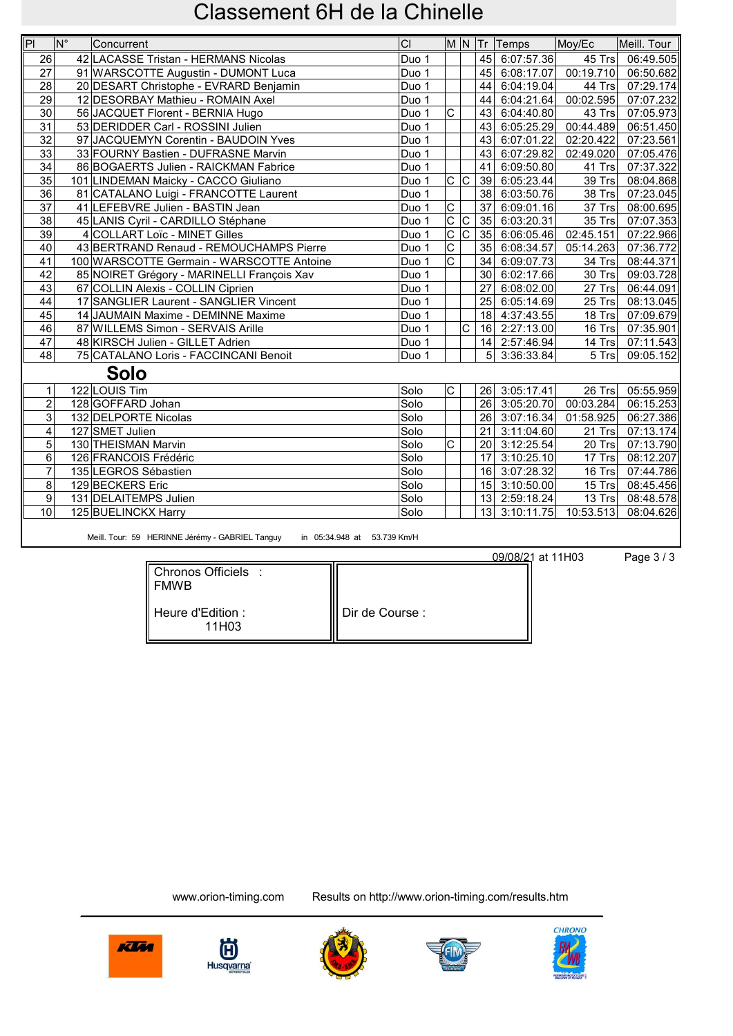# Classement 6H de la Chinelle

| Pl | N° | Concurrent | Cl | M | N | Tr | Temps | Moy/Ec | Meill. Tour |
|---|---|---|---|---|---|---|---|---|---|
| 26 | 42 | LACASSE Tristan - HERMANS Nicolas | Duo 1 | | | 45 | 6:07:57.36 | 45 Trs | 06:49.505 |
| 27 | 91 | WARSCOTTE Augustin - DUMONT Luca | Duo 1 | | | 45 | 6:08:17.07 | 00:19.710 | 06:50.682 |
| 28 | 20 | DESART Christophe - EVRARD Benjamin | Duo 1 | | | 44 | 6:04:19.04 | 44 Trs | 07:29.174 |
| 29 | 12 | DESORBAY Mathieu - ROMAIN Axel | Duo 1 | | | 44 | 6:04:21.64 | 00:02.595 | 07:07.232 |
| 30 | 56 | JACQUET Florent - BERNIA Hugo | Duo 1 | C | | 43 | 6:04:40.80 | 43 Trs | 07:05.973 |
| 31 | 53 | DERIDDER Carl - ROSSINI Julien | Duo 1 | | | 43 | 6:05:25.29 | 00:44.489 | 06:51.450 |
| 32 | 97 | JACQUEMYN Corentin - BAUDOIN Yves | Duo 1 | | | 43 | 6:07:01.22 | 02:20.422 | 07:23.561 |
| 33 | 33 | FOURNY Bastien - DUFRASNE Marvin | Duo 1 | | | 43 | 6:07:29.82 | 02:49.020 | 07:05.476 |
| 34 | 86 | BOGAERTS Julien - RAICKMAN Fabrice | Duo 1 | | | 41 | 6:09:50.80 | 41 Trs | 07:37.322 |
| 35 | 101 | LINDEMAN Maicky - CACCO Giuliano | Duo 1 | C | C | 39 | 6:05:23.44 | 39 Trs | 08:04.868 |
| 36 | 81 | CATALANO Luigi - FRANCOTTE Laurent | Duo 1 | | | 38 | 6:03:50.76 | 38 Trs | 07:23.045 |
| 37 | 41 | LEFEBVRE Julien - BASTIN Jean | Duo 1 | C | | 37 | 6:09:01.16 | 37 Trs | 08:00.695 |
| 38 | 45 | LANIS Cyril - CARDILLO Stéphane | Duo 1 | C | C | 35 | 6:03:20.31 | 35 Trs | 07:07.353 |
| 39 | 4 | COLLART Loïc - MINET Gilles | Duo 1 | C | C | 35 | 6:06:05.46 | 02:45.151 | 07:22.966 |
| 40 | 43 | BERTRAND Renaud - REMOUCHAMPS Pierre | Duo 1 | C | | 35 | 6:08:34.57 | 05:14.263 | 07:36.772 |
| 41 | 100 | WARSCOTTE Germain - WARSCOTTE Antoine | Duo 1 | C | | 34 | 6:09:07.73 | 34 Trs | 08:44.371 |
| 42 | 85 | NOIRET Grégory - MARINELLI François Xav | Duo 1 | | | 30 | 6:02:17.66 | 30 Trs | 09:03.728 |
| 43 | 67 | COLLIN Alexis - COLLIN Ciprien | Duo 1 | | | 27 | 6:08:02.00 | 27 Trs | 06:44.091 |
| 44 | 17 | SANGLIER Laurent - SANGLIER Vincent | Duo 1 | | | 25 | 6:05:14.69 | 25 Trs | 08:13.045 |
| 45 | 14 | JAUMAIN Maxime - DEMINNE Maxime | Duo 1 | | | 18 | 4:37:43.55 | 18 Trs | 07:09.679 |
| 46 | 87 | WILLEMS Simon - SERVAIS Arille | Duo 1 | | C | 16 | 2:27:13.00 | 16 Trs | 07:35.901 |
| 47 | 48 | KIRSCH Julien - GILLET Adrien | Duo 1 | | | 14 | 2:57:46.94 | 14 Trs | 07:11.543 |
| 48 | 75 | CATALANO Loris - FACCINCANI Benoit | Duo 1 | | | 5 | 3:36:33.84 | 5 Trs | 09:05.152 |

## Solo

| Pl | N° | Concurrent | Cl | M | N | Tr | Temps | Moy/Ec | Meill. Tour |
|---|---|---|---|---|---|---|---|---|---|
| 1 | 122 | LOUIS Tim | Solo | C | | 26 | 3:05:17.41 | 26 Trs | 05:55.959 |
| 2 | 128 | GOFFARD Johan | Solo | | | 26 | 3:05:20.70 | 00:03.284 | 06:15.253 |
| 3 | 132 | DELPORTE Nicolas | Solo | | | 26 | 3:07:16.34 | 01:58.925 | 06:27.386 |
| 4 | 127 | SMET Julien | Solo | | | 21 | 3:11:04.60 | 21 Trs | 07:13.174 |
| 5 | 130 | THEISMAN Marvin | Solo | C | | 20 | 3:12:25.54 | 20 Trs | 07:13.790 |
| 6 | 126 | FRANCOIS Frédéric | Solo | | | 17 | 3:10:25.10 | 17 Trs | 08:12.207 |
| 7 | 135 | LEGROS Sébastien | Solo | | | 16 | 3:07:28.32 | 16 Trs | 07:44.786 |
| 8 | 129 | BECKERS Eric | Solo | | | 15 | 3:10:50.00 | 15 Trs | 08:45.456 |
| 9 | 131 | DELAITEMPS Julien | Solo | | | 13 | 2:59:18.24 | 13 Trs | 08:48.578 |
| 10 | 125 | BUELINCKX Harry | Solo | | | 13 | 3:10:11.75 | 10:53.513 | 08:04.626 |

Meill. Tour: 59 HERINNE Jérémy - GABRIEL Tanguy in 05:34.948 at 53.739 Km/H

09/08/21 at 11H03

| Chronos Officiels : FMWB<br><br>Heure d'Edition : 11H03 | Dir de Course : |
|---|---|

www.orion-timing.com Results on http://www.orion-timing.com/results.htm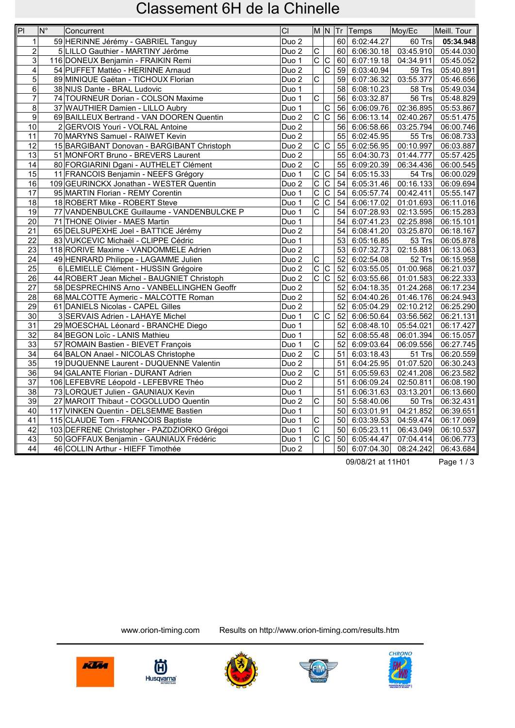# Classement 6H de la Chinelle

| Pl | N° | Concurrent | Cl | M | N | Tr | Temps | Moy/Ec | Meill. Tour |
|---|---|---|---|---|---|---|---|---|---|
| 1 | 59 | HERINNE Jérémy - GABRIEL Tanguy | Duo 2 | | | 60 | 6:02:44.27 | 60 Trs | **05:34.948** |
| 2 | 5 | LILLO Gauthier - MARTINY Jérôme | Duo 2 | C | | 60 | 6:06:30.18 | 03:45.910 | 05:44.030 |
| 3 | 116 | DONEUX Benjamin - FRAIKIN Remi | Duo 1 | C | C | 60 | 6:07:19.18 | 04:34.911 | 05:45.052 |
| 4 | 54 | PUFFET Mattéo - HERINNE Arnaud | Duo 2 | | C | 59 | 6:03:40.94 | 59 Trs | 05:40.891 |
| 5 | 89 | MINIQUE Gaëtan - TICHOUX Florian | Duo 2 | C | | 59 | 6:07:36.32 | 03:55.377 | 05:46.656 |
| 6 | 38 | NIJS Dante - BRAL Ludovic | Duo 1 | | | 58 | 6:08:10.23 | 58 Trs | 05:49.034 |
| 7 | 74 | TOURNEUR Dorian - COLSON Maxime | Duo 1 | C | | 56 | 6:03:32.87 | 56 Trs | 05:48.829 |
| 8 | 37 | WAUTHIER Damien - LILLO Aubry | Duo 1 | | C | 56 | 6:06:09.76 | 02:36.895 | 05:53.867 |
| 9 | 69 | BAILLEUX Bertrand - VAN DOOREN Quentin | Duo 2 | C | C | 56 | 6:06:13.14 | 02:40.267 | 05:51.475 |
| 10 | 2 | GERVOIS Youri - VOLRAL Antoine | Duo 2 | | | 56 | 6:06:58.66 | 03:25.794 | 06:00.746 |
| 11 | 70 | MARYNS Samuel - RAIWET Kevin | Duo 2 | | | 55 | 6:02:45.95 | 55 Trs | 06:08.733 |
| 12 | 15 | BARGIBANT Donovan - BARGIBANT Christoph | Duo 2 | C | C | 55 | 6:02:56.95 | 00:10.997 | 06:03.887 |
| 13 | 51 | MONFORT Bruno - BREVERS Laurent | Duo 2 | | | 55 | 6:04:30.73 | 01:44.777 | 05:57.425 |
| 14 | 80 | FORGIARINI Dgani - AUTHELET Clément | Duo 2 | C | | 55 | 6:09:20.39 | 06:34.436 | 06:00.545 |
| 15 | 11 | FRANCOIS Benjamin - NEEFS Grégory | Duo 1 | C | C | 54 | 6:05:15.33 | 54 Trs | 06:00.029 |
| 16 | 109 | GEURINCKX Jonathan - WESTER Quentin | Duo 2 | C | C | 54 | 6:05:31.46 | 00:16.133 | 06:09.694 |
| 17 | 95 | MARTIN Florian - REMY Corentin | Duo 1 | C | C | 54 | 6:05:57.74 | 00:42.411 | 05:55.147 |
| 18 | 18 | ROBERT Mike - ROBERT Steve | Duo 1 | C | C | 54 | 6:06:17.02 | 01:01.693 | 06:11.016 |
| 19 | 77 | VANDENBULCKE Guillaume - VANDENBULCKE P | Duo 1 | C | | 54 | 6:07:28.93 | 02:13.595 | 06:15.283 |
| 20 | 71 | THONE Olivier - MAES Martin | Duo 1 | | | 54 | 6:07:41.23 | 02:25.898 | 06:15.101 |
| 21 | 65 | DELSUPEXHE Joel - BATTICE Jérémy | Duo 2 | | | 54 | 6:08:41.20 | 03:25.870 | 06:18.167 |
| 22 | 83 | VUKCEVIC Michaël - CLIPPE Cédric | Duo 1 | | | 53 | 6:05:16.85 | 53 Trs | 06:05.878 |
| 23 | 118 | RORIVE Maxime - VANDOMMELE Adrien | Duo 2 | | | 53 | 6:07:32.73 | 02:15.881 | 06:13.063 |
| 24 | 49 | HENRARD Philippe - LAGAMME Julien | Duo 2 | C | | 52 | 6:02:54.08 | 52 Trs | 06:15.958 |
| 25 | 6 | LEMIELLE Clément - HUSSIN Grégoire | Duo 2 | C | C | 52 | 6:03:55.05 | 01:00.968 | 06:21.037 |
| 26 | 44 | ROBERT Jean Michel - BAUGNIET Christoph | Duo 2 | C | C | 52 | 6:03:55.66 | 01:01.583 | 06:22.333 |
| 27 | 58 | DESPRECHINS Arno - VANBELLINGHEN Geoffr | Duo 2 | | | 52 | 6:04:18.35 | 01:24.268 | 06:17.234 |
| 28 | 68 | MALCOTTE Aymeric - MALCOTTE Roman | Duo 2 | | | 52 | 6:04:40.26 | 01:46.176 | 06:24.943 |
| 29 | 61 | DANIELS Nicolas - CAPEL Gilles | Duo 2 | | | 52 | 6:05:04.29 | 02:10.212 | 06:25.290 |
| 30 | 3 | SERVAIS Adrien - LAHAYE Michel | Duo 1 | C | C | 52 | 6:06:50.64 | 03:56.562 | 06:21.131 |
| 31 | 29 | MOESCHAL Léonard - BRANCHE Diego | Duo 1 | | | 52 | 6:08:48.10 | 05:54.021 | 06:17.427 |
| 32 | 84 | BEGON Loïc - LANIS Mathieu | Duo 1 | | | 52 | 6:08:55.48 | 06:01.394 | 06:15.057 |
| 33 | 57 | ROMAIN Bastien - BIEVET François | Duo 1 | C | | 52 | 6:09:03.64 | 06:09.556 | 06:27.745 |
| 34 | 64 | BALON Anael - NICOLAS Christophe | Duo 2 | C | | 51 | 6:03:18.43 | 51 Trs | 06:20.559 |
| 35 | 19 | DUQUENNE Laurent - DUQUENNE Valentin | Duo 2 | | | 51 | 6:04:25.95 | 01:07.520 | 06:30.243 |
| 36 | 94 | GALANTE Florian - DURANT Adrien | Duo 2 | C | | 51 | 6:05:59.63 | 02:41.208 | 06:23.582 |
| 37 | 106 | LEFEBVRE Léopold - LEFEBVRE Théo | Duo 2 | | | 51 | 6:06:09.24 | 02:50.811 | 06:08.190 |
| 38 | 73 | LORQUET Julien - GAUNIAUX Kevin | Duo 1 | | | 51 | 6:06:31.63 | 03:13.201 | 06:13.660 |
| 39 | 27 | MAROIT Thibaut - COGOLLUDO Quentin | Duo 2 | C | | 50 | 5:58:40.06 | 50 Trs | 06:32.431 |
| 40 | 117 | VINKEN Quentin - DELSEMME Bastien | Duo 1 | | | 50 | 6:03:01.91 | 04:21.852 | 06:39.651 |
| 41 | 115 | CLAUDE Tom - FRANCOIS Baptiste | Duo 1 | C | | 50 | 6:03:39.53 | 04:59.474 | 06:17.069 |
| 42 | 103 | DEFRENE Christopher - PAZDZIORKO Grégoi | Duo 1 | C | | 50 | 6:05:23.11 | 06:43.049 | 06:10.537 |
| 43 | 50 | GOFFAUX Benjamin - GAUNIAUX Frédéric | Duo 1 | C | C | 50 | 6:05:44.47 | 07:04.414 | 06:06.773 |
| 44 | 46 | COLLIN Arthur - HIEFF Timothée | Duo 2 | | | 50 | 6:07:04.30 | 08:24.242 | 06:43.684 |

09/08/21 at 11H01

www.orion-timing.com Results on http://www.orion-timing.com/results.htm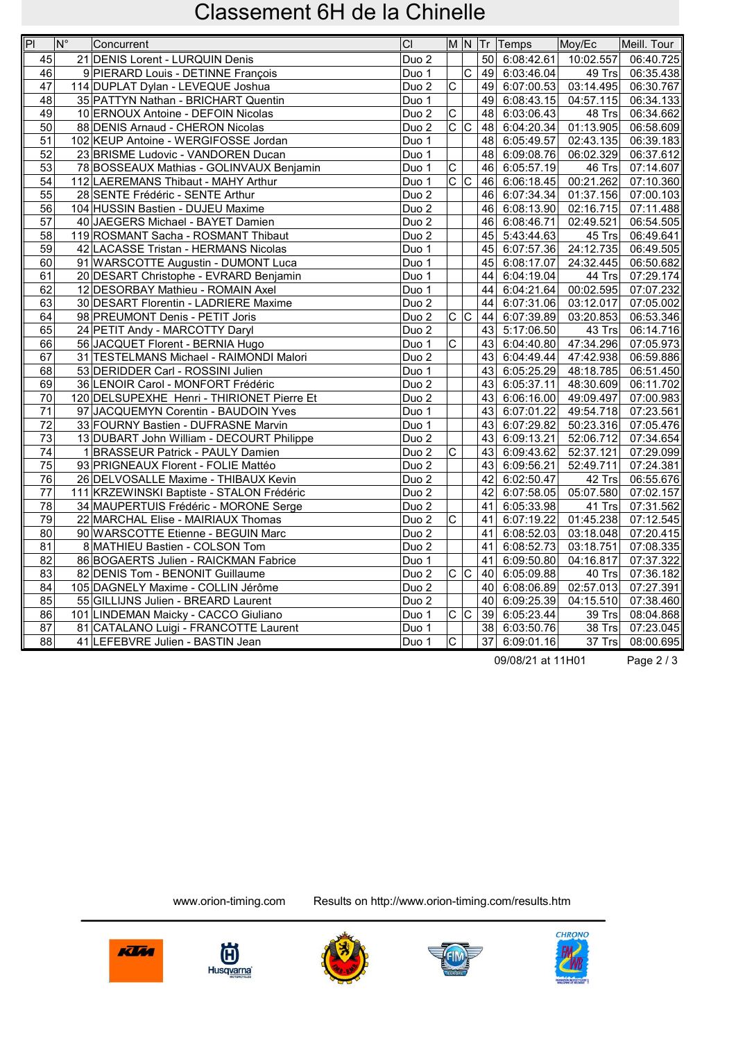# Classement 6H de la Chinelle

| Pl | N° | Concurrent | Cl | M | N | Tr | Temps | Moy/Ec | Meill. Tour |
|---|---|---|---|---|---|---|---|---|---|
| 45 | 21 | DENIS Lorent - LURQUIN Denis | Duo 2 | | | 50 | 6:08:42.61 | 10:02.557 | 06:40.725 |
| 46 | 9 | PIERARD Louis - DETINNE François | Duo 1 | | C | 49 | 6:03:46.04 | 49 Trs | 06:35.438 |
| 47 | 114 | DUPLAT Dylan - LEVEQUE Joshua | Duo 2 | C | | 49 | 6:07:00.53 | 03:14.495 | 06:30.767 |
| 48 | 35 | PATTYN Nathan - BRICHART Quentin | Duo 1 | | | 49 | 6:08:43.15 | 04:57.115 | 06:34.133 |
| 49 | 10 | ERNOUX Antoine - DEFOIN Nicolas | Duo 2 | C | | 48 | 6:03:06.43 | 48 Trs | 06:34.662 |
| 50 | 88 | DENIS Arnaud - CHERON Nicolas | Duo 2 | C | C | 48 | 6:04:20.34 | 01:13.905 | 06:58.609 |
| 51 | 102 | KEUP Antoine - WERGIFOSSE Jordan | Duo 1 | | | 48 | 6:05:49.57 | 02:43.135 | 06:39.183 |
| 52 | 23 | BRISME Ludovic - VANDOREN Ducan | Duo 1 | | | 48 | 6:09:08.76 | 06:02.329 | 06:37.612 |
| 53 | 78 | BOSSEAUX Mathias - GOLINVAUX Benjamin | Duo 1 | C | | 46 | 6:05:57.19 | 46 Trs | 07:14.607 |
| 54 | 112 | LAEREMANS Thibaut - MAHY Arthur | Duo 1 | C | C | 46 | 6:06:18.45 | 00:21.262 | 07:10.360 |
| 55 | 28 | SENTE Frédéric - SENTE Arthur | Duo 2 | | | 46 | 6:07:34.34 | 01:37.156 | 07:00.103 |
| 56 | 104 | HUSSIN Bastien - DUJEU Maxime | Duo 2 | | | 46 | 6:08:13.90 | 02:16.715 | 07:11.488 |
| 57 | 40 | JAEGERS Michael - BAYET Damien | Duo 2 | | | 46 | 6:08:46.71 | 02:49.521 | 06:54.505 |
| 58 | 119 | ROSMANT Sacha - ROSMANT Thibaut | Duo 2 | | | 45 | 5:43:44.63 | 45 Trs | 06:49.641 |
| 59 | 42 | LACASSE Tristan - HERMANS Nicolas | Duo 1 | | | 45 | 6:07:57.36 | 24:12.735 | 06:49.505 |
| 60 | 91 | WARSCOTTE Augustin - DUMONT Luca | Duo 1 | | | 45 | 6:08:17.07 | 24:32.445 | 06:50.682 |
| 61 | 20 | DESART Christophe - EVRARD Benjamin | Duo 1 | | | 44 | 6:04:19.04 | 44 Trs | 07:29.174 |
| 62 | 12 | DESORBAY Mathieu - ROMAIN Axel | Duo 1 | | | 44 | 6:04:21.64 | 00:02.595 | 07:07.232 |
| 63 | 30 | DESART Florentin - LADRIERE Maxime | Duo 2 | | | 44 | 6:07:31.06 | 03:12.017 | 07:05.002 |
| 64 | 98 | PREUMONT Denis - PETIT Joris | Duo 2 | C | C | 44 | 6:07:39.89 | 03:20.853 | 06:53.346 |
| 65 | 24 | PETIT Andy - MARCOTTY Daryl | Duo 2 | | | 43 | 5:17:06.50 | 43 Trs | 06:14.716 |
| 66 | 56 | JACQUET Florent - BERNIA Hugo | Duo 1 | C | | 43 | 6:04:40.80 | 47:34.296 | 07:05.973 |
| 67 | 31 | TESTELMANS Michael - RAIMONDI Malori | Duo 2 | | | 43 | 6:04:49.44 | 47:42.938 | 06:59.886 |
| 68 | 53 | DERIDDER Carl - ROSSINI Julien | Duo 1 | | | 43 | 6:05:25.29 | 48:18.785 | 06:51.450 |
| 69 | 36 | LENOIR Carol - MONFORT Frédéric | Duo 2 | | | 43 | 6:05:37.11 | 48:30.609 | 06:11.702 |
| 70 | 120 | DELSUPEXHE Henri - THIRIONET Pierre Et | Duo 2 | | | 43 | 6:06:16.00 | 49:09.497 | 07:00.983 |
| 71 | 97 | JACQUEMYN Corentin - BAUDOIN Yves | Duo 1 | | | 43 | 6:07:01.22 | 49:54.718 | 07:23.561 |
| 72 | 33 | FOURNY Bastien - DUFRASNE Marvin | Duo 1 | | | 43 | 6:07:29.82 | 50:23.316 | 07:05.476 |
| 73 | 13 | DUBART John William - DECOURT Philippe | Duo 2 | | | 43 | 6:09:13.21 | 52:06.712 | 07:34.654 |
| 74 | 1 | BRASSEUR Patrick - PAULY Damien | Duo 2 | C | | 43 | 6:09:43.62 | 52:37.121 | 07:29.099 |
| 75 | 93 | PRIGNEAUX Florent - FOLIE Mattéo | Duo 2 | | | 43 | 6:09:56.21 | 52:49.711 | 07:24.381 |
| 76 | 26 | DELVOSALLE Maxime - THIBAUX Kevin | Duo 2 | | | 42 | 6:02:50.47 | 42 Trs | 06:55.676 |
| 77 | 111 | KRZEWINSKI Baptiste - STALON Frédéric | Duo 2 | | | 42 | 6:07:58.05 | 05:07.580 | 07:02.157 |
| 78 | 34 | MAUPERTUIS Frédéric - MORONE Serge | Duo 2 | | | 41 | 6:05:33.98 | 41 Trs | 07:31.562 |
| 79 | 22 | MARCHAL Elise - MAIRIAUX Thomas | Duo 2 | C | | 41 | 6:07:19.22 | 01:45.238 | 07:12.545 |
| 80 | 90 | WARSCOTTE Etienne - BEGUIN Marc | Duo 2 | | | 41 | 6:08:52.03 | 03:18.048 | 07:20.415 |
| 81 | 8 | MATHIEU Bastien - COLSON Tom | Duo 2 | | | 41 | 6:08:52.73 | 03:18.751 | 07:08.335 |
| 82 | 86 | BOGAERTS Julien - RAICKMAN Fabrice | Duo 1 | | | 41 | 6:09:50.80 | 04:16.817 | 07:37.322 |
| 83 | 82 | DENIS Tom - BENONIT Guillaume | Duo 2 | C | C | 40 | 6:05:09.88 | 40 Trs | 07:36.182 |
| 84 | 105 | DAGNELY Maxime - COLLIN Jérôme | Duo 2 | | | 40 | 6:08:06.89 | 02:57.013 | 07:27.391 |
| 85 | 55 | GILLIJNS Julien - BREARD Laurent | Duo 2 | | | 40 | 6:09:25.39 | 04:15.510 | 07:38.460 |
| 86 | 101 | LINDEMAN Maicky - CACCO Giuliano | Duo 1 | C | C | 39 | 6:05:23.44 | 39 Trs | 08:04.868 |
| 87 | 81 | CATALANO Luigi - FRANCOTTE Laurent | Duo 1 | | | 38 | 6:03:50.76 | 38 Trs | 07:23.045 |
| 88 | 41 | LEFEBVRE Julien - BASTIN Jean | Duo 1 | C | | 37 | 6:09:01.16 | 37 Trs | 08:00.695 |

09/08/21 at 11H01

www.orion-timing.com Results on http://www.orion-timing.com/results.htm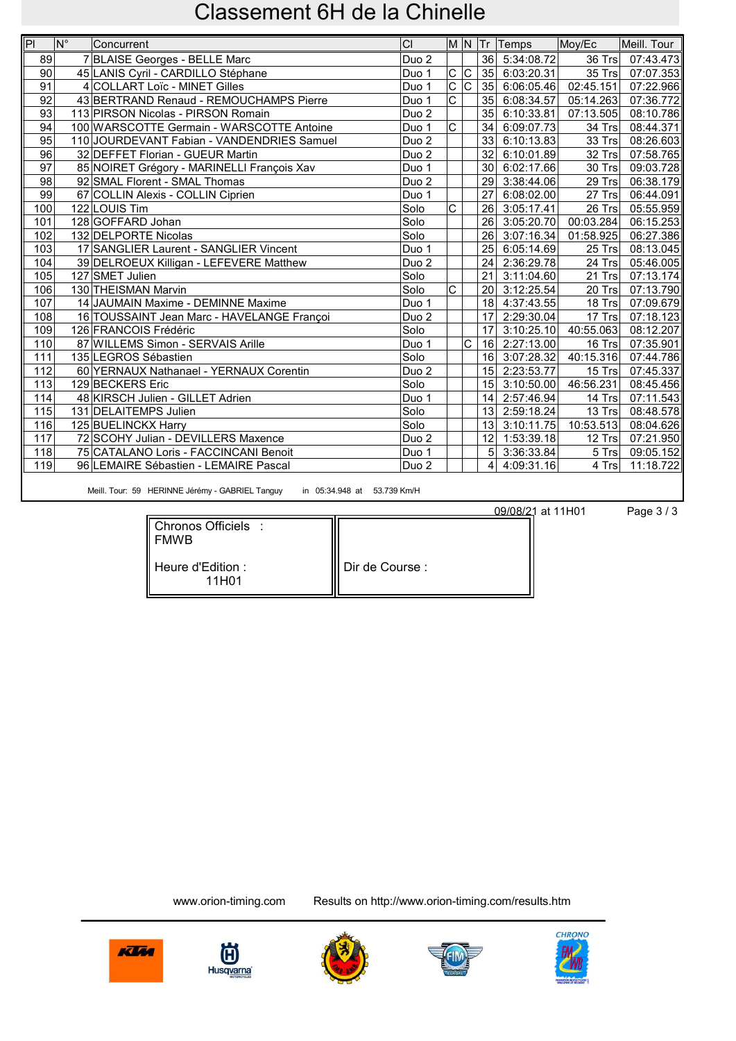# Classement 6H de la Chinelle

| Pl | N° | Concurrent | Cl | M | N | Tr | Temps | Moy/Ec | Meill. Tour |
|---|---|---|---|---|---|---|---|---|---|
| 89 | 7 | BLAISE Georges - BELLE Marc | Duo 2 | | | 36 | 5:34:08.72 | 36 Trs | 07:43.473 |
| 90 | 45 | LANIS Cyril - CARDILLO Stéphane | Duo 1 | C | C | 35 | 6:03:20.31 | 35 Trs | 07:07.353 |
| 91 | 4 | COLLART Loïc - MINET Gilles | Duo 1 | C | C | 35 | 6:06:05.46 | 02:45.151 | 07:22.966 |
| 92 | 43 | BERTRAND Renaud - REMOUCHAMPS Pierre | Duo 1 | C | | 35 | 6:08:34.57 | 05:14.263 | 07:36.772 |
| 93 | 113 | PIRSON Nicolas - PIRSON Romain | Duo 2 | | | 35 | 6:10:33.81 | 07:13.505 | 08:10.786 |
| 94 | 100 | WARSCOTTE Germain - WARSCOTTE Antoine | Duo 1 | C | | 34 | 6:09:07.73 | 34 Trs | 08:44.371 |
| 95 | 110 | JOURDEVANT Fabian - VANDENDRIES Samuel | Duo 2 | | | 33 | 6:10:13.83 | 33 Trs | 08:26.603 |
| 96 | 32 | DEFFET Florian - GUEUR Martin | Duo 2 | | | 32 | 6:10:01.89 | 32 Trs | 07:58.765 |
| 97 | 85 | NOIRET Grégory - MARINELLI François Xav | Duo 1 | | | 30 | 6:02:17.66 | 30 Trs | 09:03.728 |
| 98 | 92 | SMAL Florent - SMAL Thomas | Duo 2 | | | 29 | 3:38:44.06 | 29 Trs | 06:38.179 |
| 99 | 67 | COLLIN Alexis - COLLIN Ciprien | Duo 1 | | | 27 | 6:08:02.00 | 27 Trs | 06:44.091 |
| 100 | 122 | LOUIS Tim | Solo | C | | 26 | 3:05:17.41 | 26 Trs | 05:55.959 |
| 101 | 128 | GOFFARD Johan | Solo | | | 26 | 3:05:20.70 | 00:03.284 | 06:15.253 |
| 102 | 132 | DELPORTE Nicolas | Solo | | | 26 | 3:07:16.34 | 01:58.925 | 06:27.386 |
| 103 | 17 | SANGLIER Laurent - SANGLIER Vincent | Duo 1 | | | 25 | 6:05:14.69 | 25 Trs | 08:13.045 |
| 104 | 39 | DELROEUX Killigan - LEFEVERE Matthew | Duo 2 | | | 24 | 2:36:29.78 | 24 Trs | 05:46.005 |
| 105 | 127 | SMET Julien | Solo | | | 21 | 3:11:04.60 | 21 Trs | 07:13.174 |
| 106 | 130 | THEISMAN Marvin | Solo | C | | 20 | 3:12:25.54 | 20 Trs | 07:13.790 |
| 107 | 14 | JAUMAIN Maxime - DEMINNE Maxime | Duo 1 | | | 18 | 4:37:43.55 | 18 Trs | 07:09.679 |
| 108 | 16 | TOUSSAINT Jean Marc - HAVELANGE Françoi | Duo 2 | | | 17 | 2:29:30.04 | 17 Trs | 07:18.123 |
| 109 | 126 | FRANCOIS Frédéric | Solo | | | 17 | 3:10:25.10 | 40:55.063 | 08:12.207 |
| 110 | 87 | WILLEMS Simon - SERVAIS Arille | Duo 1 | | C | 16 | 2:27:13.00 | 16 Trs | 07:35.901 |
| 111 | 135 | LEGROS Sébastien | Solo | | | 16 | 3:07:28.32 | 40:15.316 | 07:44.786 |
| 112 | 60 | YERNAUX Nathanael - YERNAUX Corentin | Duo 2 | | | 15 | 2:23:53.77 | 15 Trs | 07:45.337 |
| 113 | 129 | BECKERS Eric | Solo | | | 15 | 3:10:50.00 | 46:56.231 | 08:45.456 |
| 114 | 48 | KIRSCH Julien - GILLET Adrien | Duo 1 | | | 14 | 2:57:46.94 | 14 Trs | 07:11.543 |
| 115 | 131 | DELAITEMPS Julien | Solo | | | 13 | 2:59:18.24 | 13 Trs | 08:48.578 |
| 116 | 125 | BUELINCKX Harry | Solo | | | 13 | 3:10:11.75 | 10:53.513 | 08:04.626 |
| 117 | 72 | SCOHY Julian - DEVILLERS Maxence | Duo 2 | | | 12 | 1:53:39.18 | 12 Trs | 07:21.950 |
| 118 | 75 | CATALANO Loris - FACCINCANI Benoit | Duo 1 | | | 5 | 3:36:33.84 | 5 Trs | 09:05.152 |
| 119 | 96 | LEMAIRE Sébastien - LEMAIRE Pascal | Duo 2 | | | 4 | 4:09:31.16 | 4 Trs | 11:18.722 |

Meill. Tour: 59 HERINNE Jérémy - GABRIEL Tanguy in 05:34.948 at 53.739 Km/H

09/08/21 at 11H01

| Chronos Officiels : FMWB<br><br>Heure d'Edition : 11H01 | Dir de Course : |
|---|---|

www.orion-timing.com Results on http://www.orion-timing.com/results.htm